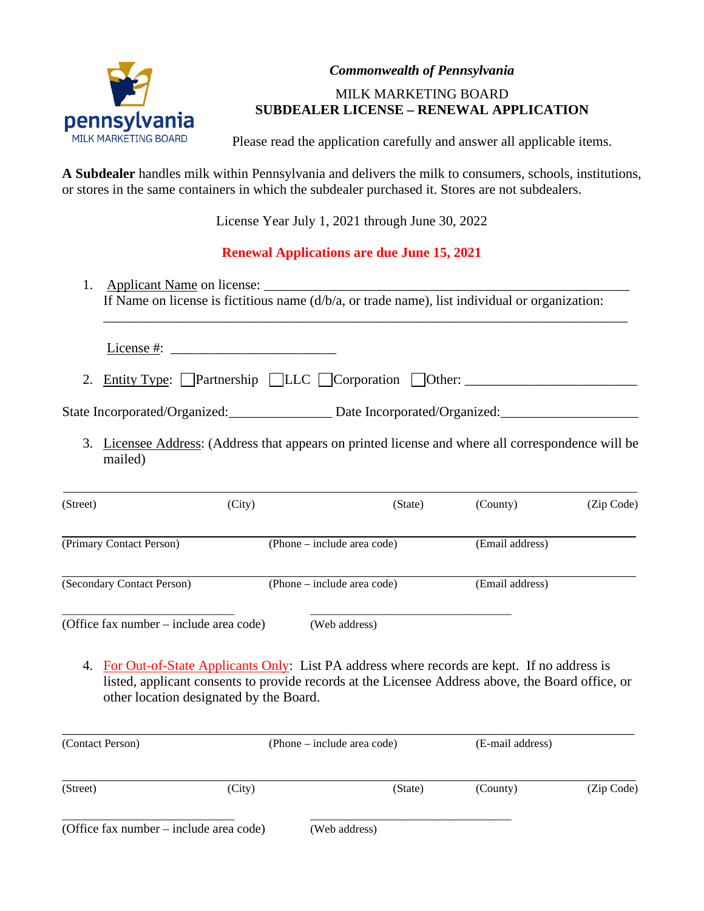pennsylvania
MILK MARKETING BOARD

*Commonwealth of Pennsylvania*

MILK MARKETING BOARD
**SUBDEALER LICENSE – RENEWAL APPLICATION**

Please read the application carefully and answer all applicable items.

**A Subdealer** handles milk within Pennsylvania and delivers the milk to consumers, schools, institutions, or stores in the same containers in which the subdealer purchased it. Stores are not subdealers.

License Year July 1, 2021 through June 30, 2022

**Renewal Applications are due June 15, 2021**

1. Applicant Name on license: ______________________________________________________
   If Name on license is fictitious name (d/b/a, or trade name), list individual or organization:
   ______________________________________________________________________________

   License #: ________________________

2. Entity Type: ☐Partnership ☐LLC ☐Corporation ☐Other: ________________________

State Incorporated/Organized:_______________ Date Incorporated/Organized:____________________

3. Licensee Address: (Address that appears on printed license and where all correspondence will be mailed)

______________________________________________________________________________
(Street) (City) (State) (County) (Zip Code)

______________________________________________________________________________
(Primary Contact Person) (Phone – include area code) (Email address)

______________________________________________________________________________
(Secondary Contact Person) (Phone – include area code) (Email address)

____________________________ ________________________________
(Office fax number – include area code) (Web address)

4. For Out-of-State Applicants Only: List PA address where records are kept. If no address is listed, applicant consents to provide records at the Licensee Address above, the Board office, or other location designated by the Board.

______________________________________________________________________________
(Contact Person) (Phone – include area code) (E-mail address)

______________________________________________________________________________
(Street) (City) (State) (County) (Zip Code)

____________________________ ________________________________
(Office fax number – include area code) (Web address)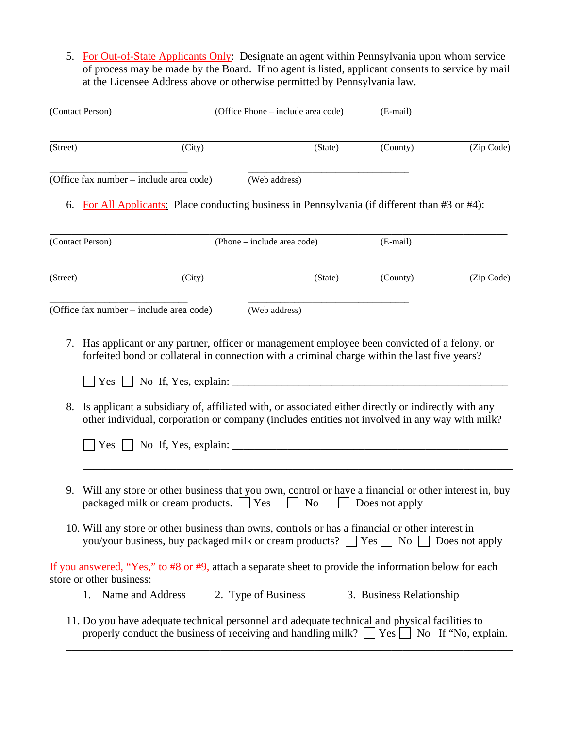5. For Out-of-State Applicants Only: Designate an agent within Pennsylvania upon whom service of process may be made by the Board. If no agent is listed, applicant consents to service by mail at the Licensee Address above or otherwise permitted by Pennsylvania law.

\_\_\_\_\_\_\_\_\_\_\_\_\_\_\_\_\_\_\_\_\_\_\_\_\_\_\_\_\_\_\_\_\_\_\_\_\_\_\_\_\_\_\_\_\_\_\_\_\_\_\_\_\_\_\_\_\_\_\_\_\_\_\_\_\_\_\_\_\_\_\_\_\_\_\_\_

(Contact Person) (Office Phone – include area code) (E-mail)

\_\_\_\_\_\_\_\_\_\_\_\_\_\_\_\_\_\_\_\_\_\_\_\_\_\_\_\_\_\_\_\_\_\_\_\_\_\_\_\_\_\_\_\_\_\_\_\_\_\_\_\_\_\_\_\_\_\_\_\_\_\_\_\_\_\_\_\_\_\_\_\_\_\_\_\_

(Street) (City) (State) (County) (Zip Code)

\_\_\_\_\_\_\_\_\_\_\_\_\_\_\_\_\_\_\_\_\_\_\_\_\_\_ \_\_\_\_\_\_\_\_\_\_\_\_\_\_\_\_\_\_\_\_\_\_\_\_\_\_\_\_\_\_

(Office fax number – include area code) (Web address)

6. For All Applicants: Place conducting business in Pennsylvania (if different than #3 or #4):

\_\_\_\_\_\_\_\_\_\_\_\_\_\_\_\_\_\_\_\_\_\_\_\_\_\_\_\_\_\_\_\_\_\_\_\_\_\_\_\_\_\_\_\_\_\_\_\_\_\_\_\_\_\_\_\_\_\_\_\_\_\_\_\_\_\_\_\_\_\_\_\_\_\_\_\_

(Contact Person) (Phone – include area code) (E-mail)

\_\_\_\_\_\_\_\_\_\_\_\_\_\_\_\_\_\_\_\_\_\_\_\_\_\_\_\_\_\_\_\_\_\_\_\_\_\_\_\_\_\_\_\_\_\_\_\_\_\_\_\_\_\_\_\_\_\_\_\_\_\_\_\_\_\_\_\_\_\_\_\_\_\_\_\_

(Street) (City) (State) (County) (Zip Code)

\_\_\_\_\_\_\_\_\_\_\_\_\_\_\_\_\_\_\_\_\_\_\_\_\_\_ \_\_\_\_\_\_\_\_\_\_\_\_\_\_\_\_\_\_\_\_\_\_\_\_\_\_\_\_\_\_

(Office fax number – include area code) (Web address)

7. Has applicant or any partner, officer or management employee been convicted of a felony, or forfeited bond or collateral in connection with a criminal charge within the last five years?

   ☐ Yes ☐ No If, Yes, explain: \_\_\_\_\_\_\_\_\_\_\_\_\_\_\_\_\_\_\_\_\_\_\_\_\_\_\_\_\_\_\_\_\_\_\_\_\_\_\_\_\_\_\_\_\_\_\_\_

8. Is applicant a subsidiary of, affiliated with, or associated either directly or indirectly with any other individual, corporation or company (includes entities not involved in any way with milk?

   ☐ Yes ☐ No If, Yes, explain: \_\_\_\_\_\_\_\_\_\_\_\_\_\_\_\_\_\_\_\_\_\_\_\_\_\_\_\_\_\_\_\_\_\_\_\_\_\_\_\_\_\_\_\_\_\_\_\_

   \_\_\_\_\_\_\_\_\_\_\_\_\_\_\_\_\_\_\_\_\_\_\_\_\_\_\_\_\_\_\_\_\_\_\_\_\_\_\_\_\_\_\_\_\_\_\_\_\_\_\_\_\_\_\_\_\_\_\_\_\_\_\_\_\_\_\_\_\_\_\_\_

9. Will any store or other business that you own, control or have a financial or other interest in, buy packaged milk or cream products. ☐ Yes ☐ No ☐ Does not apply

10. Will any store or other business than owns, controls or has a financial or other interest in you/your business, buy packaged milk or cream products? ☐ Yes ☐ No ☐ Does not apply

If you answered, "Yes," to #8 or #9, attach a separate sheet to provide the information below for each store or other business:

1. Name and Address 2. Type of Business 3. Business Relationship

11. Do you have adequate technical personnel and adequate technical and physical facilities to properly conduct the business of receiving and handling milk? ☐ Yes ☐ No If "No, explain.

\_\_\_\_\_\_\_\_\_\_\_\_\_\_\_\_\_\_\_\_\_\_\_\_\_\_\_\_\_\_\_\_\_\_\_\_\_\_\_\_\_\_\_\_\_\_\_\_\_\_\_\_\_\_\_\_\_\_\_\_\_\_\_\_\_\_\_\_\_\_\_\_\_\_\_\_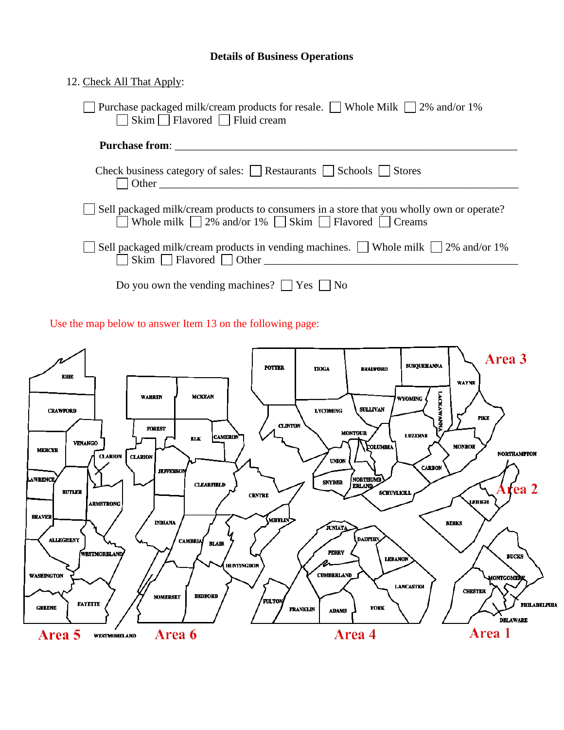## Details of Business Operations

12. Check All That Apply:

☐ Purchase packaged milk/cream products for resale. ☐ Whole Milk ☐ 2% and/or 1% ☐ Skim ☐ Flavored ☐ Fluid cream

**Purchase from**: ____________________________________________________________

Check business category of sales: ☐ Restaurants ☐ Schools ☐ Stores ☐ Other ____________________________________________________________

☐ Sell packaged milk/cream products to consumers in a store that you wholly own or operate? ☐ Whole milk ☐ 2% and/or 1% ☐ Skim ☐ Flavored ☐ Creams

☐ Sell packaged milk/cream products in vending machines. ☐ Whole milk ☐ 2% and/or 1% ☐ Skim ☐ Flavored ☐ Other ____________________________________________

Do you own the vending machines? ☐ Yes ☐ No

Use the map below to answer Item 13 on the following page:

Area 3: POTTER, TIOGA, BRADFORD, SUSQUEHANNA, WAYNE, WYOMING, LACKAWANNA, PIKE, SULLIVAN, LYCOMING, CLINTON, MONTOUR, LUZERNE, COLUMBIA, UNION, MONROE, CARBON, SNYDER, NORTHUMBERLAND, SCHUYLKILL

Area 2: NORTHAMPTON, LEHIGH, BERKS

Area 1: BUCKS, MONTGOMERY, CHESTER, PHILADELPHIA, DELAWARE

Area 4: JUNIATA, DAUPHIN, PERRY, LEBANON, CUMBERLAND, LANCASTER, FULTON, FRANKLIN, ADAMS, YORK, MIFFLIN, HUNTINGDON, CENTRE

Area 5: ERIE, CRAWFORD, MERCER, VENANGO, CLARION, LAWRENCE, BUTLER, ARMSTRONG, BEAVER, ALLEGHENY, WESTMORELAND, WASHINGTON, GREENE, FAYETTE

Area 6: WARREN, MCKEAN, FOREST, ELK, CAMERON, CLARION, JEFFERSON, CLEARFIELD, INDIANA, CAMBRIA, BLAIR, SOMERSET, BEDFORD, WESTMORELAND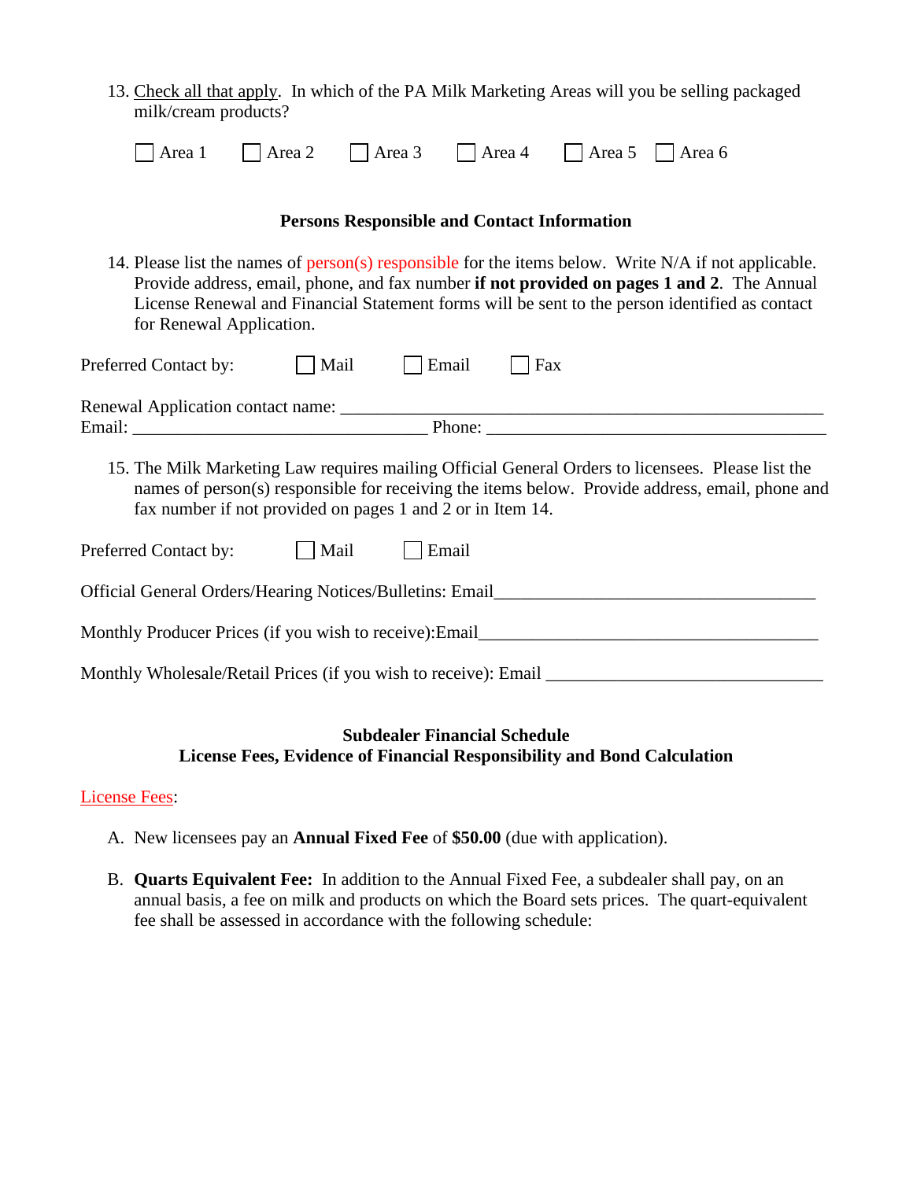13. Check all that apply. In which of the PA Milk Marketing Areas will you be selling packaged milk/cream products?

☐ Area 1 ☐ Area 2 ☐ Area 3 ☐ Area 4 ☐ Area 5 ☐ Area 6

**Persons Responsible and Contact Information**

14. Please list the names of person(s) responsible for the items below. Write N/A if not applicable. Provide address, email, phone, and fax number **if not provided on pages 1 and 2**. The Annual License Renewal and Financial Statement forms will be sent to the person identified as contact for Renewal Application.

Preferred Contact by: ☐ Mail ☐ Email ☐ Fax

Renewal Application contact name: ________________________________________________________
Email: __________________________________ Phone: ______________________________________

15. The Milk Marketing Law requires mailing Official General Orders to licensees. Please list the names of person(s) responsible for receiving the items below. Provide address, email, phone and fax number if not provided on pages 1 and 2 or in Item 14.

Preferred Contact by: ☐ Mail ☐ Email

Official General Orders/Hearing Notices/Bulletins: Email_____________________________________

Monthly Producer Prices (if you wish to receive):Email_______________________________________

Monthly Wholesale/Retail Prices (if you wish to receive): Email ________________________________

**Subdealer Financial Schedule**
**License Fees, Evidence of Financial Responsibility and Bond Calculation**

License Fees:

A. New licensees pay an **Annual Fixed Fee** of **$50.00** (due with application).

B. **Quarts Equivalent Fee:** In addition to the Annual Fixed Fee, a subdealer shall pay, on an annual basis, a fee on milk and products on which the Board sets prices. The quart-equivalent fee shall be assessed in accordance with the following schedule: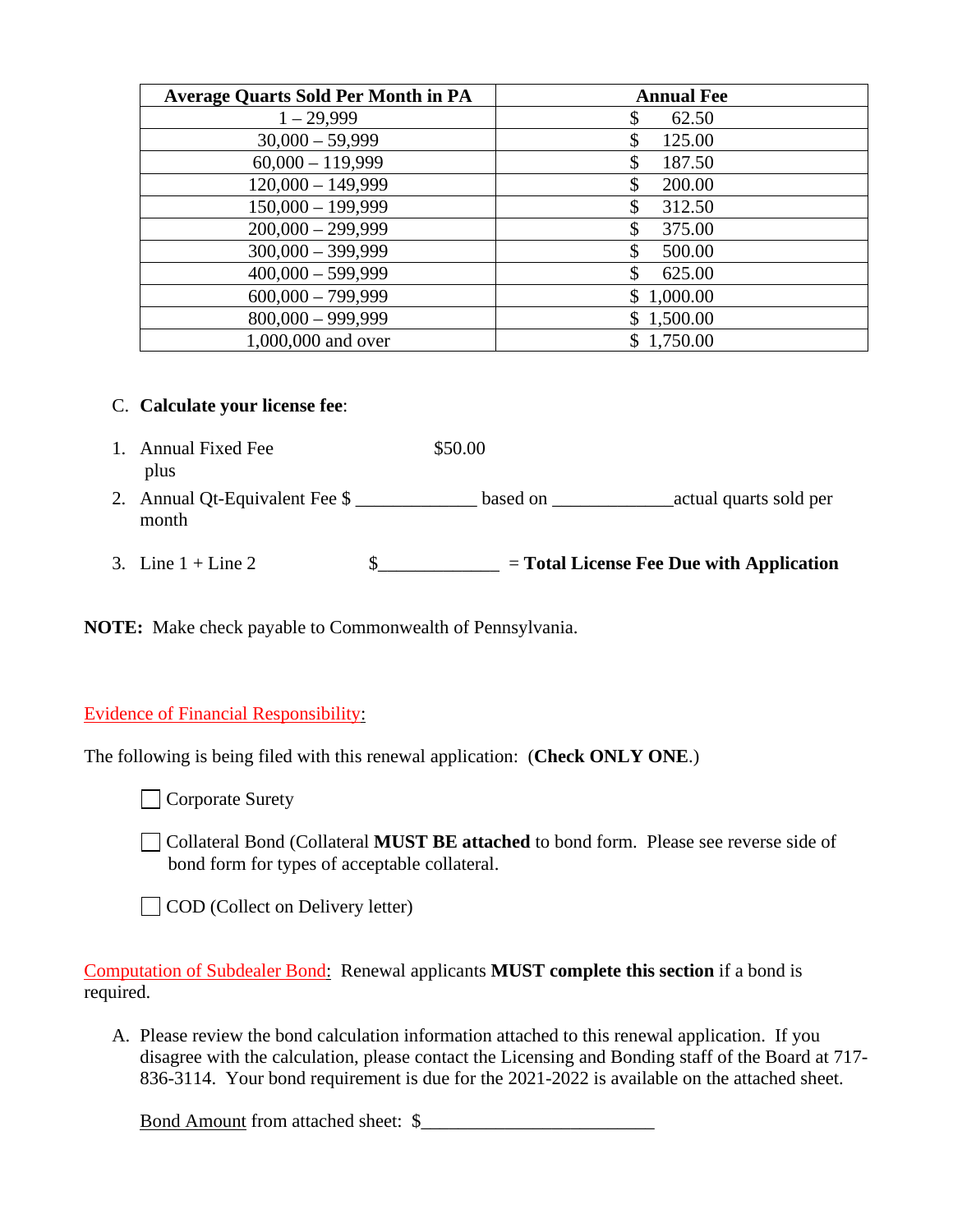| Average Quarts Sold Per Month in PA | Annual Fee |
|---|---|
| 1 – 29,999 | $ 62.50 |
| 30,000 – 59,999 | $ 125.00 |
| 60,000 – 119,999 | $ 187.50 |
| 120,000 – 149,999 | $ 200.00 |
| 150,000 – 199,999 | $ 312.50 |
| 200,000 – 299,999 | $ 375.00 |
| 300,000 – 399,999 | $ 500.00 |
| 400,000 – 599,999 | $ 625.00 |
| 600,000 – 799,999 | $ 1,000.00 |
| 800,000 – 999,999 | $ 1,500.00 |
| 1,000,000 and over | $ 1,750.00 |

C. **Calculate your license fee**:

1. Annual Fixed Fee $50.00
   plus
2. Annual Qt-Equivalent Fee $ _____________ based on _____________actual quarts sold per month
3. Line 1 + Line 2 $_____________ = **Total License Fee Due with Application**

**NOTE:** Make check payable to Commonwealth of Pennsylvania.

Evidence of Financial Responsibility:

The following is being filed with this renewal application: (**Check ONLY ONE**.)

☐ Corporate Surety

☐ Collateral Bond (Collateral **MUST BE attached** to bond form. Please see reverse side of bond form for types of acceptable collateral.

☐ COD (Collect on Delivery letter)

Computation of Subdealer Bond: Renewal applicants **MUST complete this section** if a bond is required.

A. Please review the bond calculation information attached to this renewal application. If you disagree with the calculation, please contact the Licensing and Bonding staff of the Board at 717-836-3114. Your bond requirement is due for the 2021-2022 is available on the attached sheet.

   Bond Amount from attached sheet: $_________________________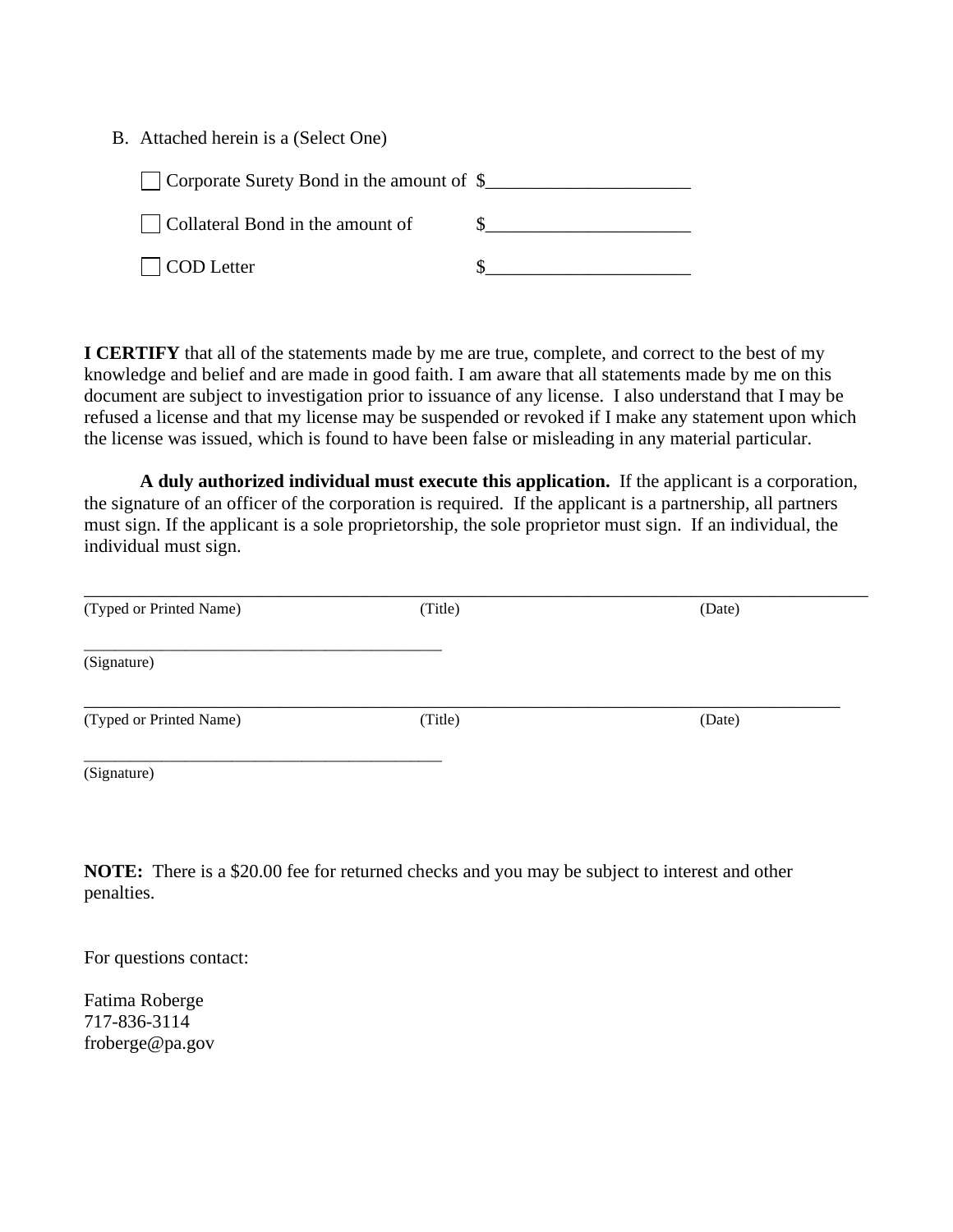B. Attached herein is a (Select One)

☐ Corporate Surety Bond in the amount of $_____________________

☐ Collateral Bond in the amount of $_____________________

☐ COD Letter $_____________________

**I CERTIFY** that all of the statements made by me are true, complete, and correct to the best of my knowledge and belief and are made in good faith. I am aware that all statements made by me on this document are subject to investigation prior to issuance of any license. I also understand that I may be refused a license and that my license may be suspended or revoked if I make any statement upon which the license was issued, which is found to have been false or misleading in any material particular.

**A duly authorized individual must execute this application.** If the applicant is a corporation, the signature of an officer of the corporation is required. If the applicant is a partnership, all partners must sign. If the applicant is a sole proprietorship, the sole proprietor must sign. If an individual, the individual must sign.

_____________________________________________________________________________________
(Typed or Printed Name) (Title) (Date)

___________________________________________
(Signature)

_____________________________________________________________________________________
(Typed or Printed Name) (Title) (Date)

___________________________________________
(Signature)

**NOTE:** There is a $20.00 fee for returned checks and you may be subject to interest and other penalties.

For questions contact:

Fatima Roberge
717-836-3114
froberge@pa.gov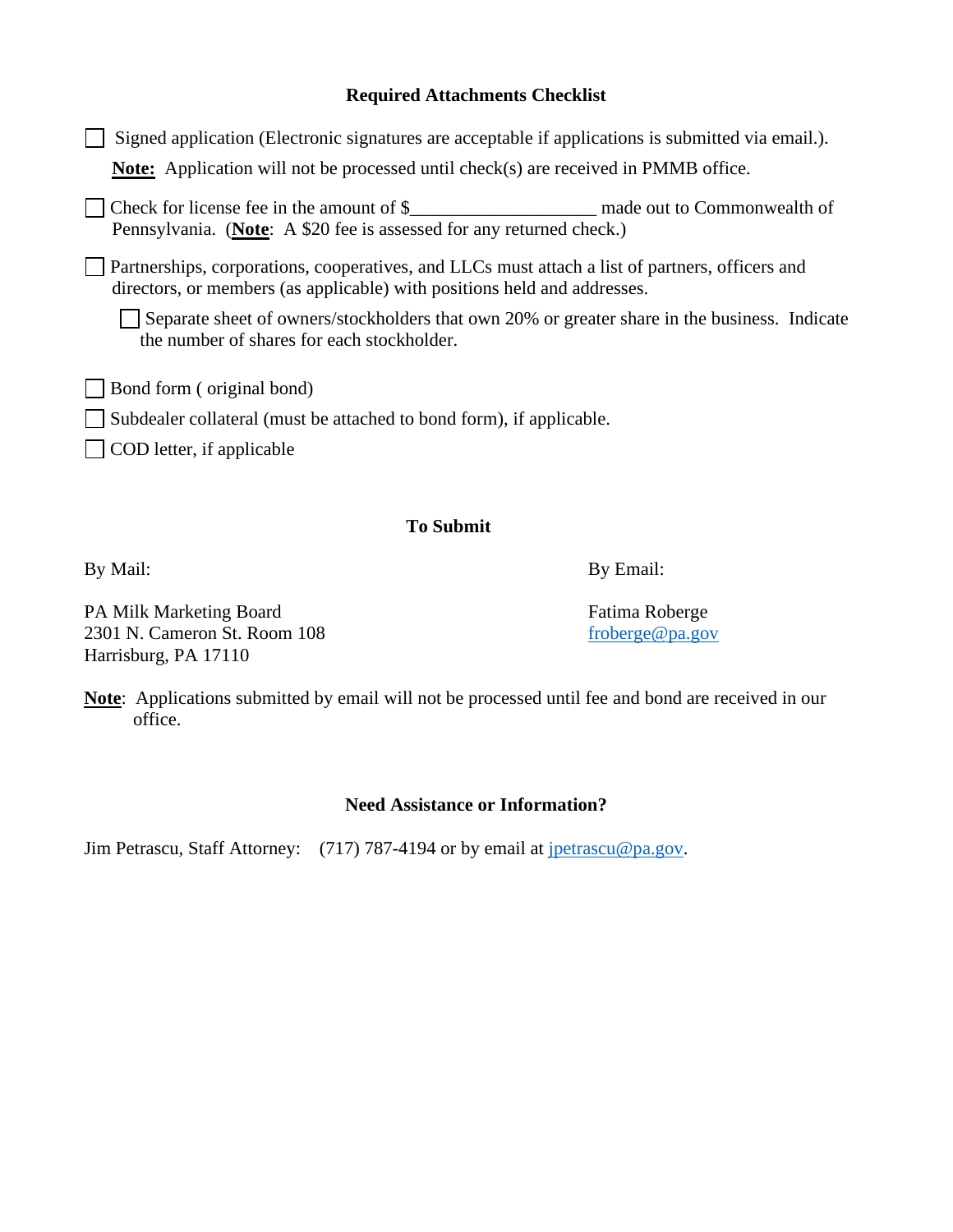## Required Attachments Checklist

- ☐ Signed application (Electronic signatures are acceptable if applications is submitted via email.).

  **Note:** Application will not be processed until check(s) are received in PMMB office.

- ☐ Check for license fee in the amount of $____________________ made out to Commonwealth of Pennsylvania. (**Note**: A $20 fee is assessed for any returned check.)

- ☐ Partnerships, corporations, cooperatives, and LLCs must attach a list of partners, officers and directors, or members (as applicable) with positions held and addresses.

  - ☐ Separate sheet of owners/stockholders that own 20% or greater share in the business. Indicate the number of shares for each stockholder.

- ☐ Bond form ( original bond)
- ☐ Subdealer collateral (must be attached to bond form), if applicable.
- ☐ COD letter, if applicable

## To Submit

By Mail:

PA Milk Marketing Board
2301 N. Cameron St. Room 108
Harrisburg, PA 17110

By Email:

Fatima Roberge
froberge@pa.gov

**Note**: Applications submitted by email will not be processed until fee and bond are received in our office.

## Need Assistance or Information?

Jim Petrascu, Staff Attorney: (717) 787-4194 or by email at jpetrascu@pa.gov.